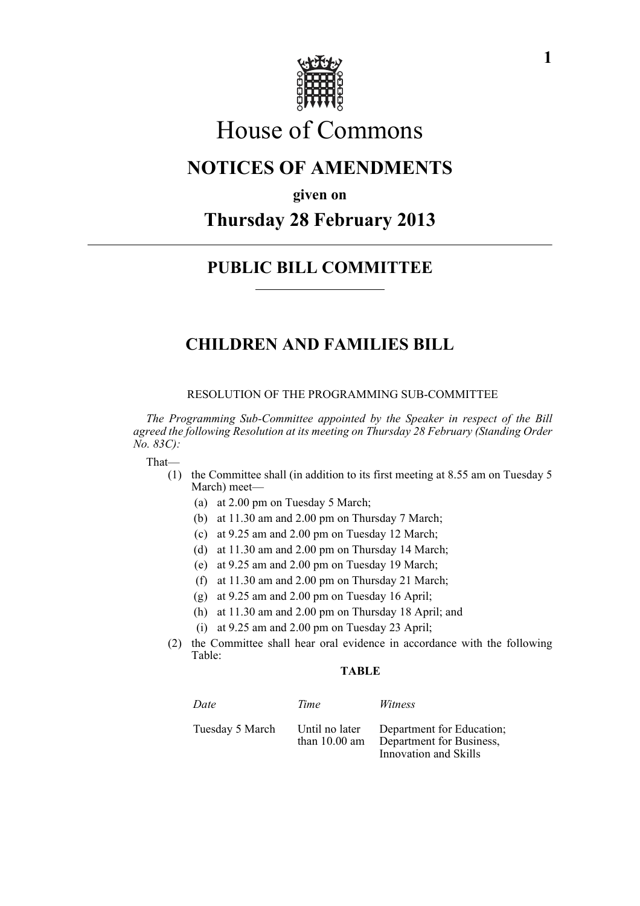# House of Commons

## NOTICES OF AMENDMENTS

**given on**

## Thursday 28 February 2013

---

## PUBLIC BILL COMMITTEE

---

## CHILDREN AND FAMILIES BILL

RESOLUTION OF THE PROGRAMMING SUB-COMMITTEE

*The Programming Sub-Committee appointed by the Speaker in respect of the Bill agreed the following Resolution at its meeting on Thursday 28 February (Standing Order No. 83C):*

That—

(1) the Committee shall (in addition to its first meeting at 8.55 am on Tuesday 5 March) meet—

- (a) at 2.00 pm on Tuesday 5 March;
- (b) at 11.30 am and 2.00 pm on Thursday 7 March;
- (c) at 9.25 am and 2.00 pm on Tuesday 12 March;
- (d) at 11.30 am and 2.00 pm on Thursday 14 March;
- (e) at 9.25 am and 2.00 pm on Tuesday 19 March;
- (f) at 11.30 am and 2.00 pm on Thursday 21 March;
- (g) at 9.25 am and 2.00 pm on Tuesday 16 April;
- (h) at 11.30 am and 2.00 pm on Thursday 18 April; and
- (i) at 9.25 am and 2.00 pm on Tuesday 23 April;

(2) the Committee shall hear oral evidence in accordance with the following Table:

**TABLE**

| *Date* | *Time* | *Witness* |
|---|---|---|
| Tuesday 5 March | Until no later than 10.00 am | Department for Education; Department for Business, Innovation and Skills |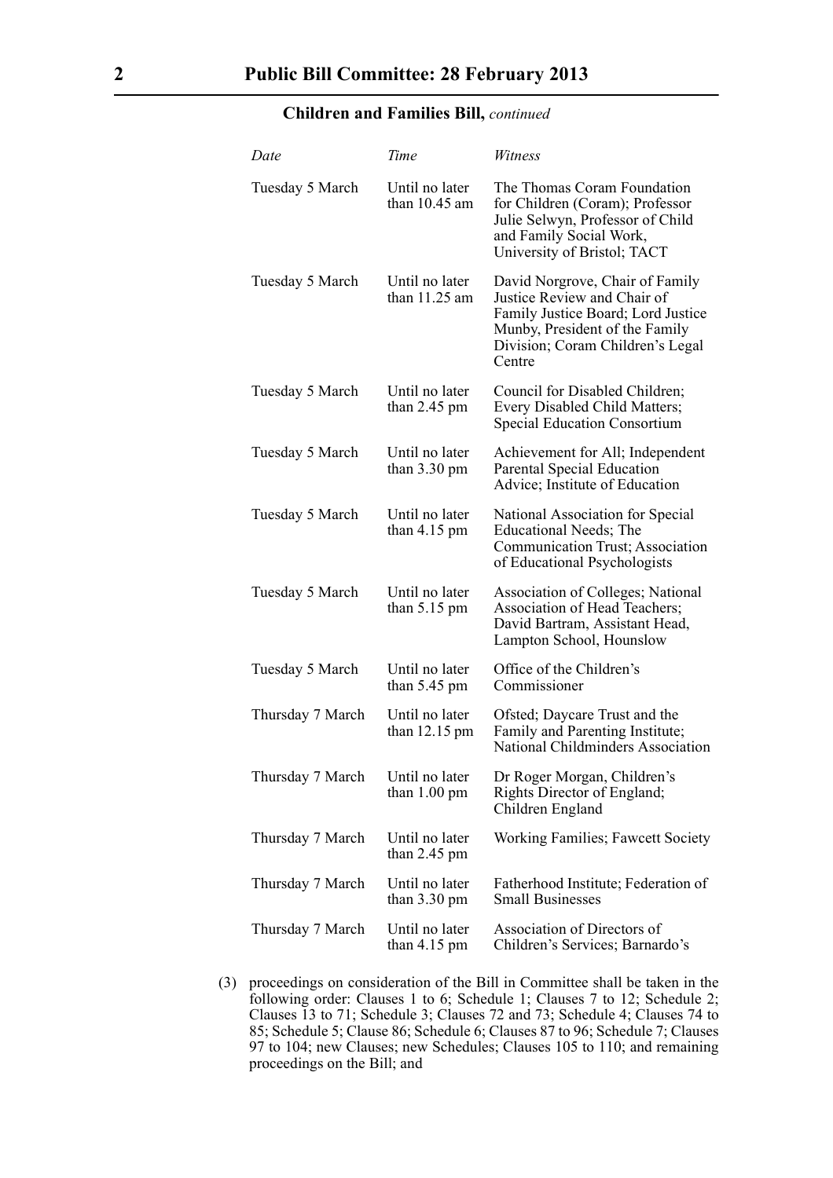**Children and Families Bill,** *continued*

| *Date* | *Time* | *Witness* |
|---|---|---|
| Tuesday 5 March | Until no later than 10.45 am | The Thomas Coram Foundation for Children (Coram); Professor Julie Selwyn, Professor of Child and Family Social Work, University of Bristol; TACT |
| Tuesday 5 March | Until no later than 11.25 am | David Norgrove, Chair of Family Justice Review and Chair of Family Justice Board; Lord Justice Munby, President of the Family Division; Coram Children's Legal Centre |
| Tuesday 5 March | Until no later than 2.45 pm | Council for Disabled Children; Every Disabled Child Matters; Special Education Consortium |
| Tuesday 5 March | Until no later than 3.30 pm | Achievement for All; Independent Parental Special Education Advice; Institute of Education |
| Tuesday 5 March | Until no later than 4.15 pm | National Association for Special Educational Needs; The Communication Trust; Association of Educational Psychologists |
| Tuesday 5 March | Until no later than 5.15 pm | Association of Colleges; National Association of Head Teachers; David Bartram, Assistant Head, Lampton School, Hounslow |
| Tuesday 5 March | Until no later than 5.45 pm | Office of the Children's Commissioner |
| Thursday 7 March | Until no later than 12.15 pm | Ofsted; Daycare Trust and the Family and Parenting Institute; National Childminders Association |
| Thursday 7 March | Until no later than 1.00 pm | Dr Roger Morgan, Children's Rights Director of England; Children England |
| Thursday 7 March | Until no later than 2.45 pm | Working Families; Fawcett Society |
| Thursday 7 March | Until no later than 3.30 pm | Fatherhood Institute; Federation of Small Businesses |
| Thursday 7 March | Until no later than 4.15 pm | Association of Directors of Children's Services; Barnardo's |

(3) proceedings on consideration of the Bill in Committee shall be taken in the following order: Clauses 1 to 6; Schedule 1; Clauses 7 to 12; Schedule 2; Clauses 13 to 71; Schedule 3; Clauses 72 and 73; Schedule 4; Clauses 74 to 85; Schedule 5; Clause 86; Schedule 6; Clauses 87 to 96; Schedule 7; Clauses 97 to 104; new Clauses; new Schedules; Clauses 105 to 110; and remaining proceedings on the Bill; and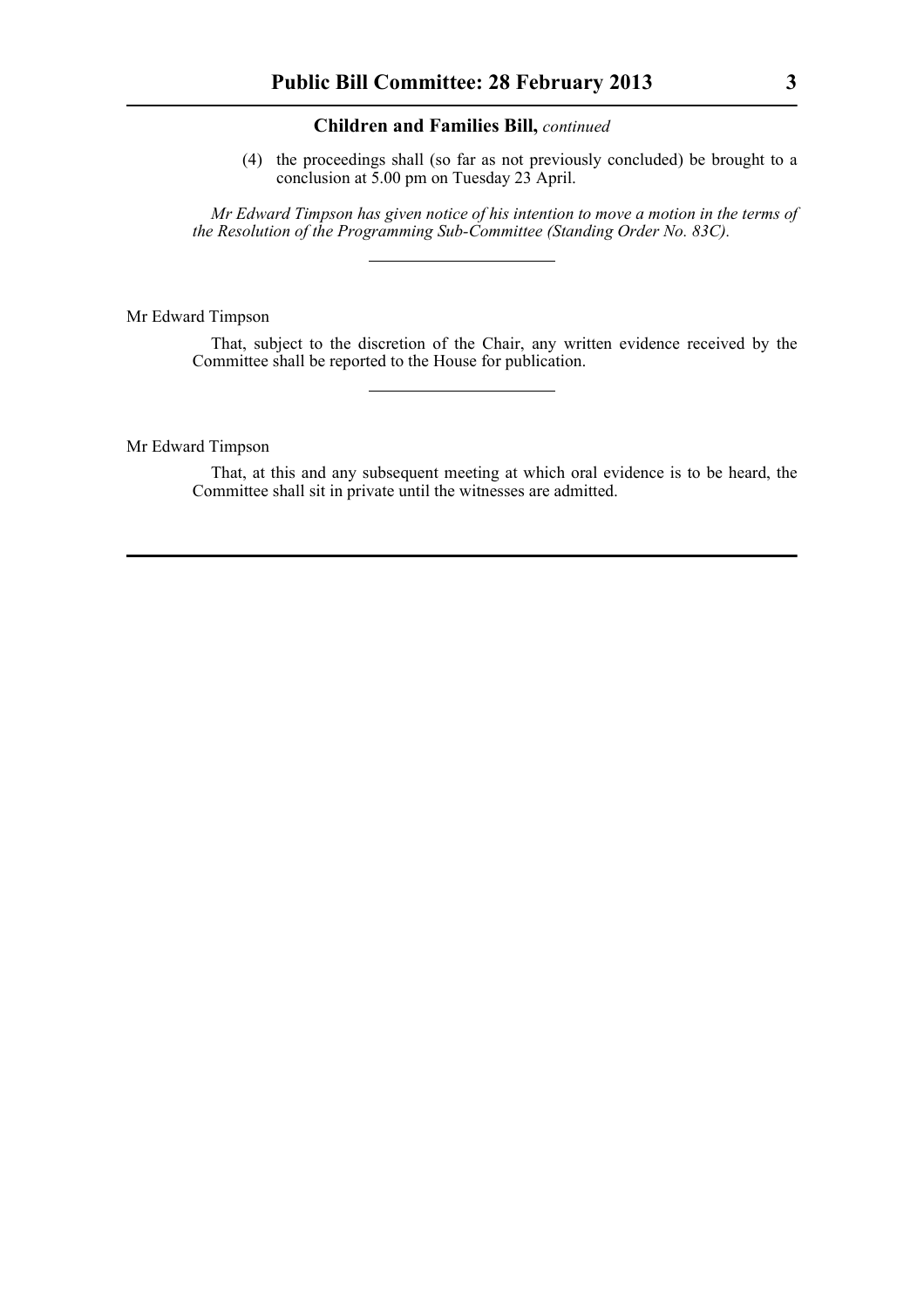**Children and Families Bill,** *continued*

(4) the proceedings shall (so far as not previously concluded) be brought to a conclusion at 5.00 pm on Tuesday 23 April.

*Mr Edward Timpson has given notice of his intention to move a motion in the terms of the Resolution of the Programming Sub-Committee (Standing Order No. 83C).*

---

Mr Edward Timpson

That, subject to the discretion of the Chair, any written evidence received by the Committee shall be reported to the House for publication.

---

Mr Edward Timpson

That, at this and any subsequent meeting at which oral evidence is to be heard, the Committee shall sit in private until the witnesses are admitted.